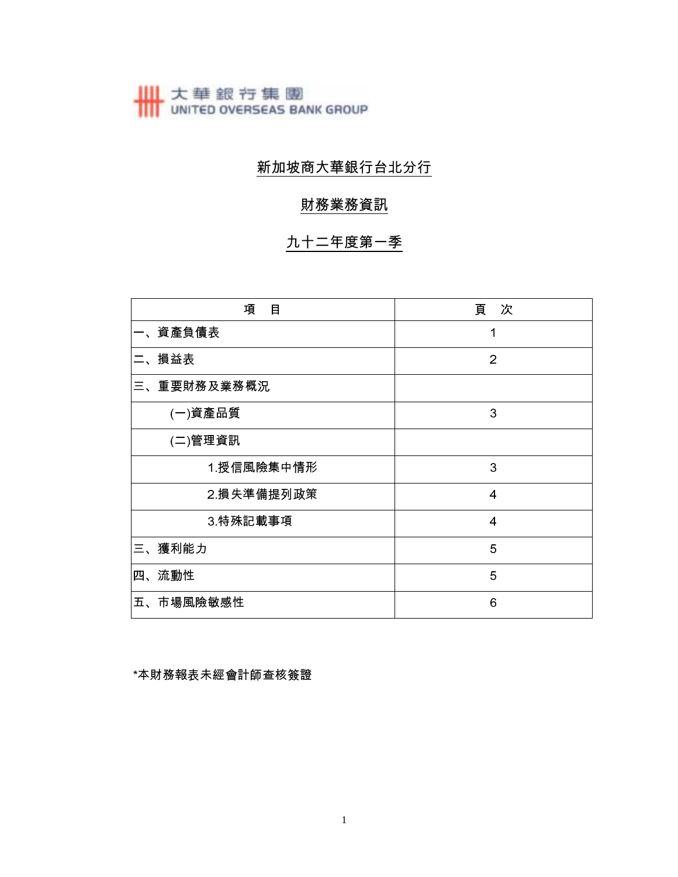大華銀行集團
UNITED OVERSEAS BANK GROUP

# 新加坡商大華銀行台北分行

## 財務業務資訊

## 九十二年度第一季

| 項　目 | 頁　次 |
|---|---|
| 一、資產負債表 | 1 |
| 二、損益表 | 2 |
| 三、重要財務及業務概況 | |
| (一)資產品質 | 3 |
| (二)管理資訊 | |
| 1.授信風險集中情形 | 3 |
| 2.損失準備提列政策 | 4 |
| 3.特殊記載事項 | 4 |
| 三、獲利能力 | 5 |
| 四、流動性 | 5 |
| 五、市場風險敏感性 | 6 |

*本財務報表未經會計師查核簽證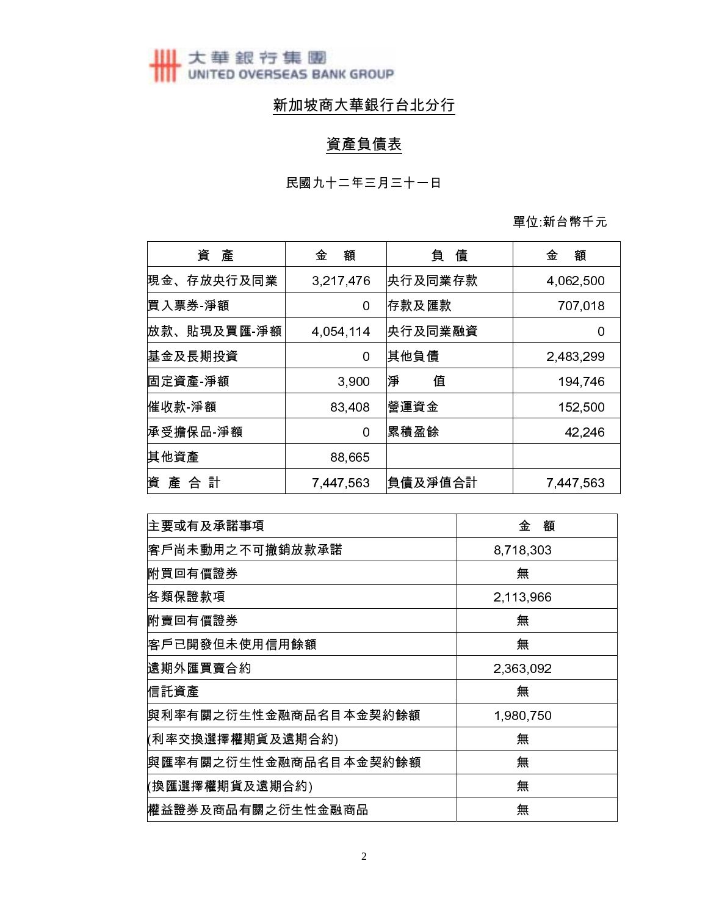大華銀行集團
UNITED OVERSEAS BANK GROUP

# 新加坡商大華銀行台北分行

## 資產負債表

民國九十二年三月三十一日

單位:新台幣千元

| 資　產 | 金　額 | 負　債 | 金　額 |
|---|---|---|---|
| 現金、存放央行及同業 | 3,217,476 | 央行及同業存款 | 4,062,500 |
| 買入票券-淨額 | 0 | 存款及匯款 | 707,018 |
| 放款、貼現及買匯-淨額 | 4,054,114 | 央行及同業融資 | 0 |
| 基金及長期投資 | 0 | 其他負債 | 2,483,299 |
| 固定資產-淨額 | 3,900 | 淨　　值 | 194,746 |
| 催收款-淨額 | 83,408 | 營運資金 | 152,500 |
| 承受擔保品-淨額 | 0 | 累積盈餘 | 42,246 |
| 其他資產 | 88,665 | | |
| 資 產 合 計 | 7,447,563 | 負債及淨值合計 | 7,447,563 |

| 主要或有及承諾事項 | 金　額 |
|---|---|
| 客戶尚未動用之不可撤銷放款承諾 | 8,718,303 |
| 附買回有價證券 | 無 |
| 各類保證款項 | 2,113,966 |
| 附賣回有價證券 | 無 |
| 客戶已開發但未使用信用餘額 | 無 |
| 遠期外匯買賣合約 | 2,363,092 |
| 信託資產 | 無 |
| 與利率有關之衍生性金融商品名目本金契約餘額 | 1,980,750 |
| (利率交換選擇權期貨及遠期合約) | 無 |
| 與匯率有關之衍生性金融商品名目本金契約餘額 | 無 |
| (換匯選擇權期貨及遠期合約) | 無 |
| 權益證券及商品有關之衍生性金融商品 | 無 |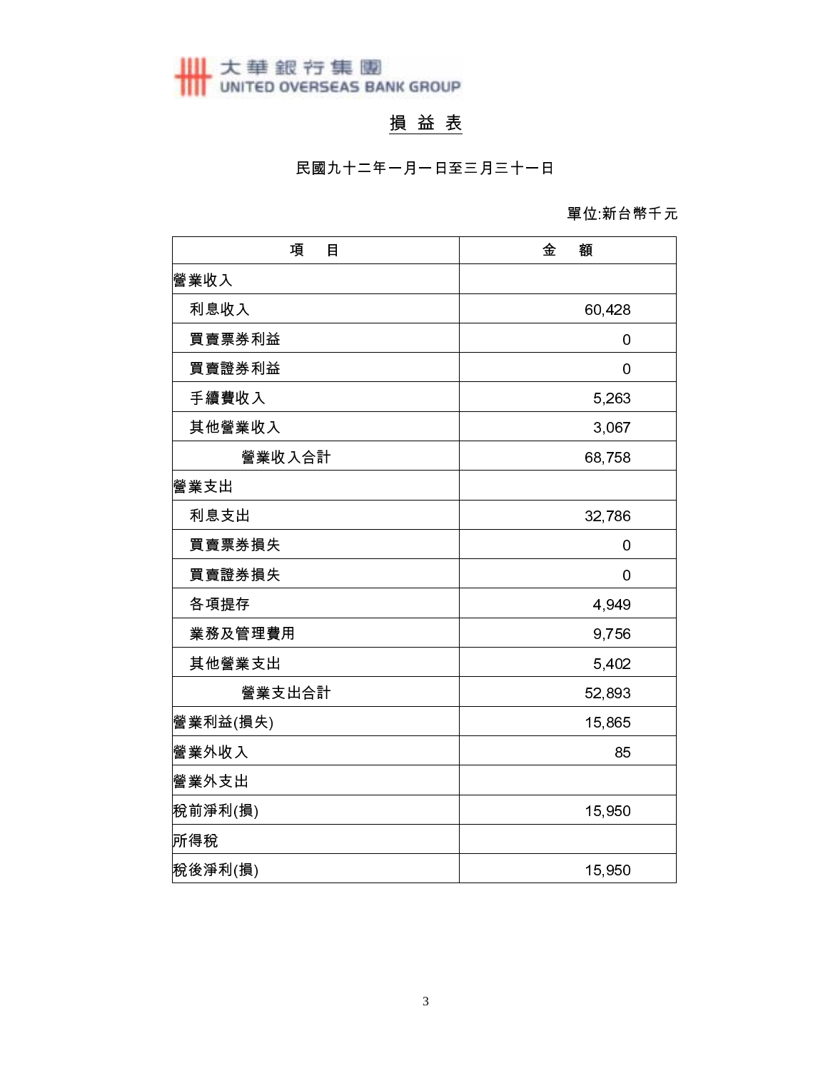大華銀行集團
UNITED OVERSEAS BANK GROUP

# 損 益 表

民國九十二年一月一日至三月三十一日

單位:新台幣千元

| 項 目 | 金 額 |
|---|---|
| 營業收入 | |
| 利息收入 | 60,428 |
| 買賣票券利益 | 0 |
| 買賣證券利益 | 0 |
| 手續費收入 | 5,263 |
| 其他營業收入 | 3,067 |
| 營業收入合計 | 68,758 |
| 營業支出 | |
| 利息支出 | 32,786 |
| 買賣票券損失 | 0 |
| 買賣證券損失 | 0 |
| 各項提存 | 4,949 |
| 業務及管理費用 | 9,756 |
| 其他營業支出 | 5,402 |
| 營業支出合計 | 52,893 |
| 營業利益(損失) | 15,865 |
| 營業外收入 | 85 |
| 營業外支出 | |
| 稅前淨利(損) | 15,950 |
| 所得稅 | |
| 稅後淨利(損) | 15,950 |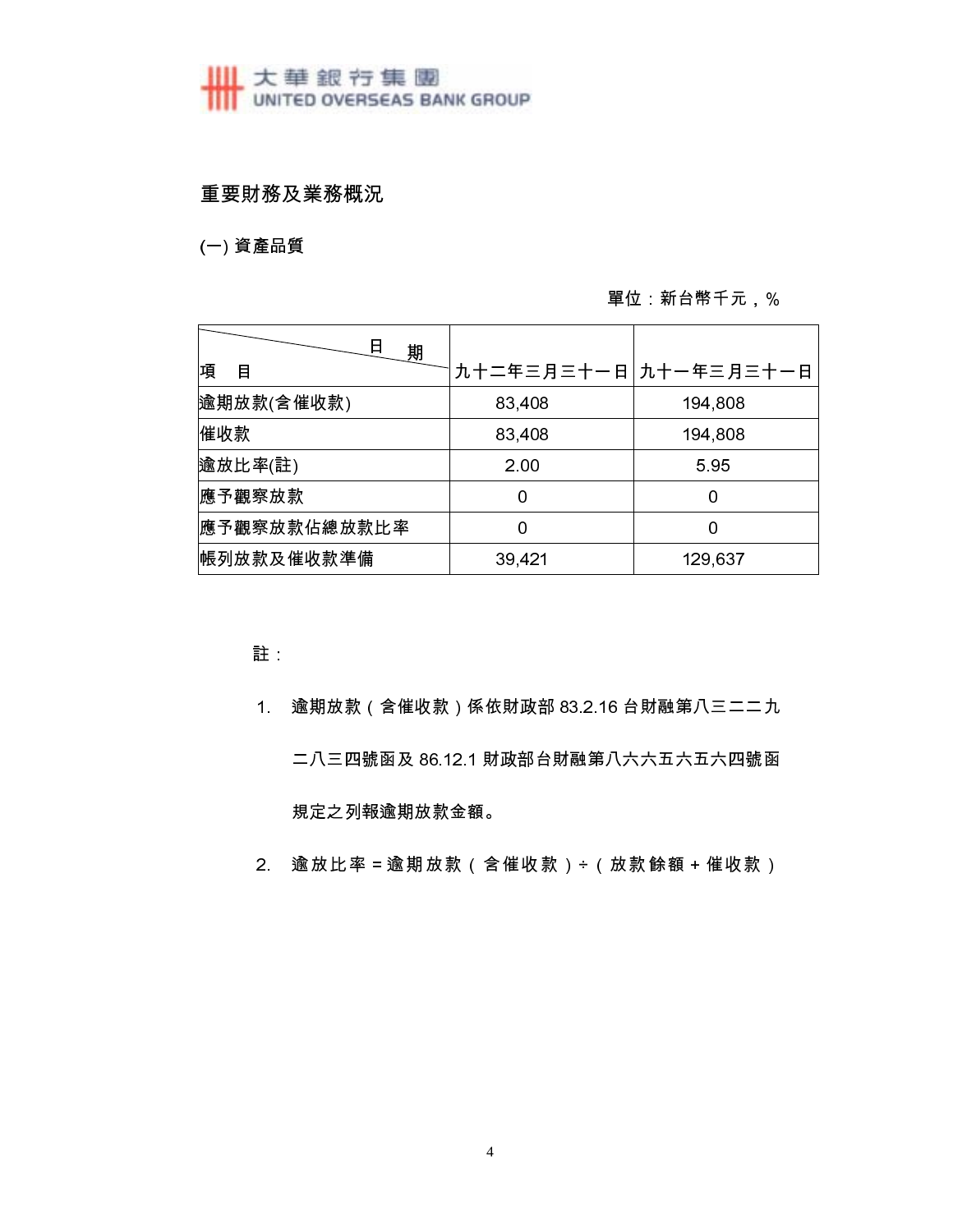## 重要財務及業務概況

### (一) 資產品質

單位：新台幣千元，%

| 項　目 ＼ 日　期 | 九十二年三月三十一日 | 九十一年三月三十一日 |
|---|---|---|
| 逾期放款(含催收款) | 83,408 | 194,808 |
| 催收款 | 83,408 | 194,808 |
| 逾放比率(註) | 2.00 | 5.95 |
| 應予觀察放款 | 0 | 0 |
| 應予觀察放款佔總放款比率 | 0 | 0 |
| 帳列放款及催收款準備 | 39,421 | 129,637 |

註：

1. 逾期放款（含催收款）係依財政部 83.2.16 台財融第八三二二九二八三四號函及 86.12.1 財政部台財融第八六六五六五六四號函規定之列報逾期放款金額。
2. 逾放比率 = 逾期放款（含催收款）÷（放款餘額 + 催收款）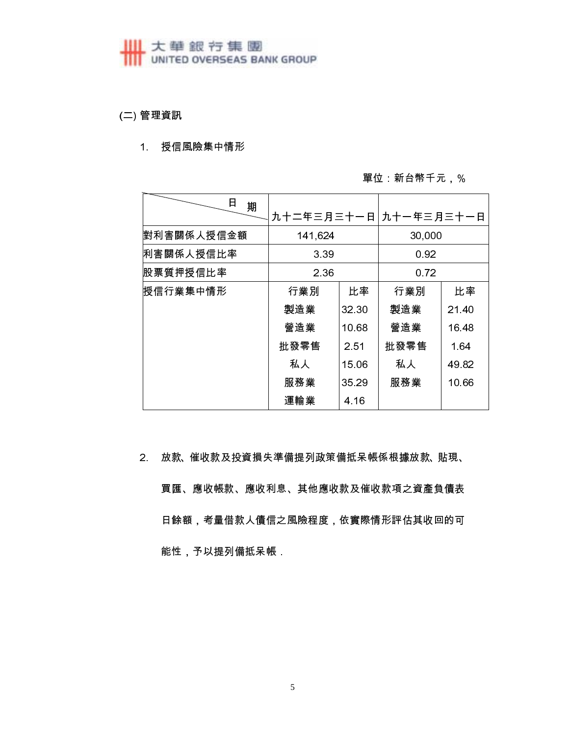## (二) 管理資訊

1. 授信風險集中情形

單位：新台幣千元，%

| 日期 | 九十二年三月三十一日 | | 九十一年三月三十一日 | |
|---|---|---|---|---|
| 對利害關係人授信金額 | 141,624 | | 30,000 | |
| 利害關係人授信比率 | 3.39 | | 0.92 | |
| 股票質押授信比率 | 2.36 | | 0.72 | |
| 授信行業集中情形 | 行業別 | 比率 | 行業別 | 比率 |
| | 製造業 | 32.30 | 製造業 | 21.40 |
| | 營造業 | 10.68 | 營造業 | 16.48 |
| | 批發零售 | 2.51 | 批發零售 | 1.64 |
| | 私人 | 15.06 | 私人 | 49.82 |
| | 服務業 | 35.29 | 服務業 | 10.66 |
| | 運輸業 | 4.16 | | |

2. 放款、催收款及投資損失準備提列政策備抵呆帳係根據放款、貼現、買匯、應收帳款、應收利息、其他應收款及催收款項之資產負債表日餘額，考量借款人債信之風險程度，依實際情形評估其收回的可能性，予以提列備抵呆帳．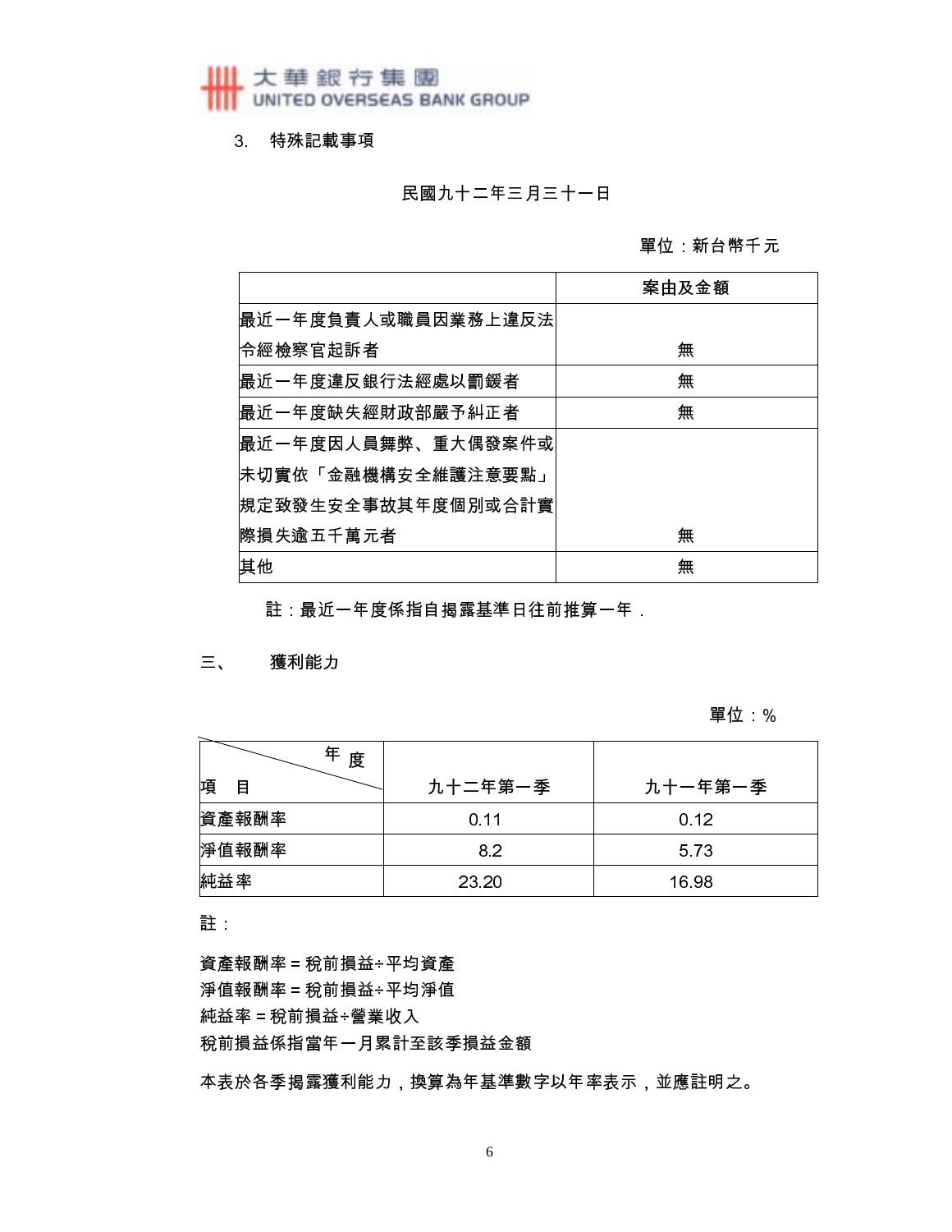3. 特殊記載事項

民國九十二年三月三十一日

單位：新台幣千元

| | 案由及金額 |
|---|---|
| 最近一年度負責人或職員因業務上違反法令經檢察官起訴者 | 無 |
| 最近一年度違反銀行法經處以罰鍰者 | 無 |
| 最近一年度缺失經財政部嚴予糾正者 | 無 |
| 最近一年度因人員舞弊、重大偶發案件或未切實依「金融機構安全維護注意要點」規定致發生安全事故其年度個別或合計實際損失逾五千萬元者 | 無 |
| 其他 | 無 |

註：最近一年度係指自揭露基準日往前推算一年．

## 三、 獲利能力

單位：%

| 項目＼年度 | 九十二年第一季 | 九十一年第一季 |
|---|---|---|
| 資產報酬率 | 0.11 | 0.12 |
| 淨值報酬率 | 8.2 | 5.73 |
| 純益率 | 23.20 | 16.98 |

註：

資產報酬率 = 稅前損益÷平均資產
淨值報酬率 = 稅前損益÷平均淨值
純益率 = 稅前損益÷營業收入
稅前損益係指當年一月累計至該季損益金額

本表於各季揭露獲利能力，換算為年基準數字以年率表示，並應註明之。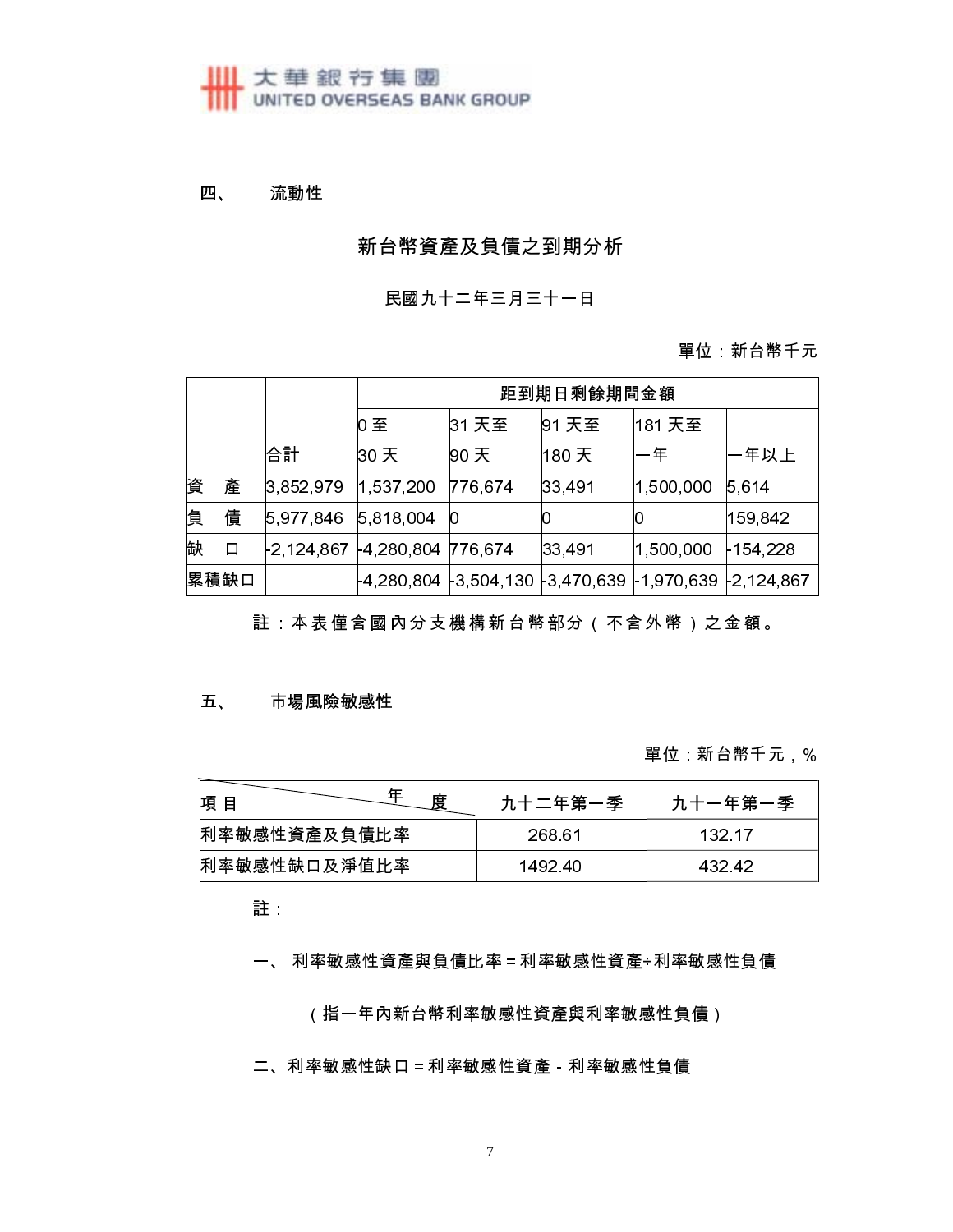四、　流動性

## 新台幣資產及負債之到期分析

民國九十二年三月三十一日

單位：新台幣千元

| | 合計 | 距到期日剩餘期間金額 | | | | |
|---|---|---|---|---|---|---|
| | | 0 至 30 天 | 31 天至 90 天 | 91 天至 180 天 | 181 天至一年 | 一年以上 |
| 資　產 | 3,852,979 | 1,537,200 | 776,674 | 33,491 | 1,500,000 | 5,614 |
| 負　債 | 5,977,846 | 5,818,004 | 0 | 0 | 0 | 159,842 |
| 缺　口 | -2,124,867 | -4,280,804 | 776,674 | 33,491 | 1,500,000 | -154,228 |
| 累積缺口 | | -4,280,804 | -3,504,130 | -3,470,639 | -1,970,639 | -2,124,867 |

註：本表僅含國內分支機構新台幣部分（不含外幣）之金額。

五、　市場風險敏感性

單位：新台幣千元，%

| 項目　　　年度 | 九十二年第一季 | 九十一年第一季 |
|---|---|---|
| 利率敏感性資產及負債比率 | 268.61 | 132.17 |
| 利率敏感性缺口及淨值比率 | 1492.40 | 432.42 |

註：

一、 利率敏感性資產與負債比率＝利率敏感性資產÷利率敏感性負債

（指一年內新台幣利率敏感性資產與利率敏感性負債）

二、利率敏感性缺口＝利率敏感性資產－利率敏感性負債